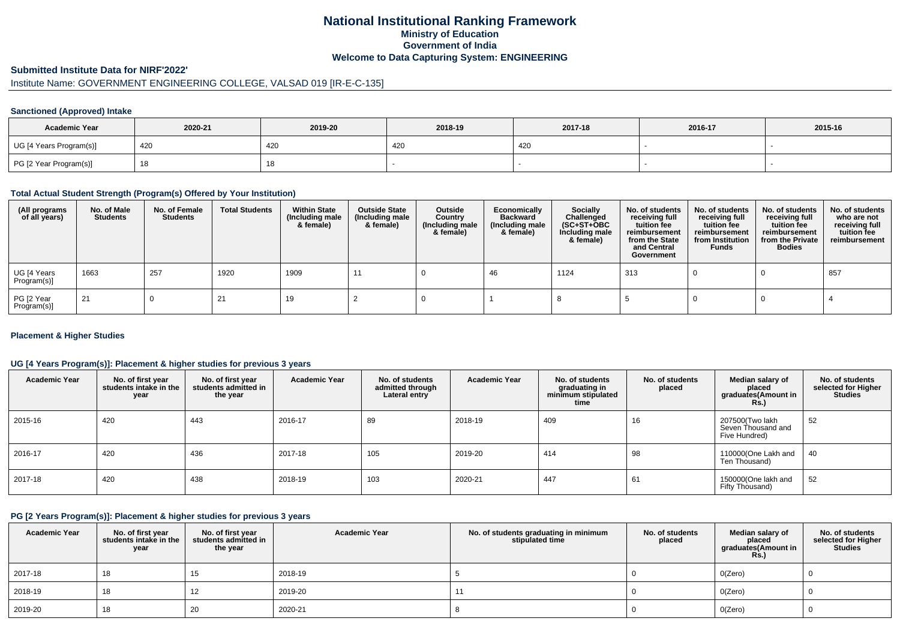# National Institutional Ranking Framework

**Ministry of Education**

**Government of India**

**Welcome to Data Capturing System: ENGINEERING**

## Submitted Institute Data for NIRF'2022'

Institute Name: GOVERNMENT ENGINEERING COLLEGE, VALSAD 019 [IR-E-C-135]

### Sanctioned (Approved) Intake

| Academic Year | 2020-21 | 2019-20 | 2018-19 | 2017-18 | 2016-17 | 2015-16 |
|---|---|---|---|---|---|---|
| UG [4 Years Program(s)] | 420 | 420 | 420 | 420 | - | - |
| PG [2 Year Program(s)] | 18 | 18 | - | - | - | - |

### Total Actual Student Strength (Program(s) Offered by Your Institution)

| (All programs of all years) | No. of Male Students | No. of Female Students | Total Students | Within State (Including male & female) | Outside State (Including male & female) | Outside Country (Including male & female) | Economically Backward (Including male & female) | Socially Challenged (SC+ST+OBC Including male & female) | No. of students receiving full tuition fee reimbursement from the State and Central Government | No. of students receiving full tuition fee reimbursement from Institution Funds | No. of students receiving full tuition fee reimbursement from the Private Bodies | No. of students who are not receiving full tuition fee reimbursement |
|---|---|---|---|---|---|---|---|---|---|---|---|---|
| UG [4 Years Program(s)] | 1663 | 257 | 1920 | 1909 | 11 | 0 | 46 | 1124 | 313 | 0 | 0 | 857 |
| PG [2 Year Program(s)] | 21 | 0 | 21 | 19 | 2 | 0 | 1 | 8 | 5 | 0 | 0 | 4 |

### Placement & Higher Studies

#### UG [4 Years Program(s)]: Placement & higher studies for previous 3 years

| Academic Year | No. of first year students intake in the year | No. of first year students admitted in the year | Academic Year | No. of students admitted through Lateral entry | Academic Year | No. of students graduating in minimum stipulated time | No. of students placed | Median salary of placed graduates(Amount in Rs.) | No. of students selected for Higher Studies |
|---|---|---|---|---|---|---|---|---|---|
| 2015-16 | 420 | 443 | 2016-17 | 89 | 2018-19 | 409 | 16 | 207500(Two lakh Seven Thousand and Five Hundred) | 52 |
| 2016-17 | 420 | 436 | 2017-18 | 105 | 2019-20 | 414 | 98 | 110000(One Lakh and Ten Thousand) | 40 |
| 2017-18 | 420 | 438 | 2018-19 | 103 | 2020-21 | 447 | 61 | 150000(One lakh and Fifty Thousand) | 52 |

#### PG [2 Years Program(s)]: Placement & higher studies for previous 3 years

| Academic Year | No. of first year students intake in the year | No. of first year students admitted in the year | Academic Year | No. of students graduating in minimum stipulated time | No. of students placed | Median salary of placed graduates(Amount in Rs.) | No. of students selected for Higher Studies |
|---|---|---|---|---|---|---|---|
| 2017-18 | 18 | 15 | 2018-19 | 5 | 0 | 0(Zero) | 0 |
| 2018-19 | 18 | 12 | 2019-20 | 11 | 0 | 0(Zero) | 0 |
| 2019-20 | 18 | 20 | 2020-21 | 8 | 0 | 0(Zero) | 0 |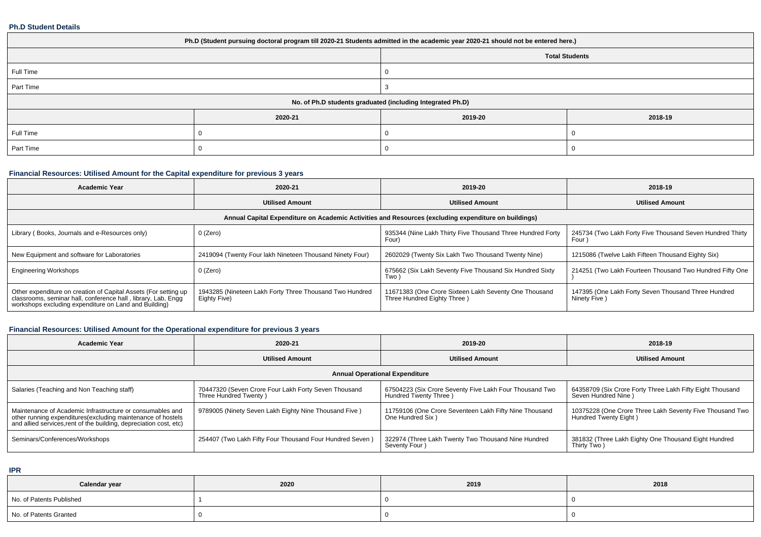### Ph.D Student Details

| Ph.D (Student pursuing doctoral program till 2020-21 Students admitted in the academic year 2020-21 should not be entered here.) | | | |
|---|---|---|---|
| | Total Students | | |
| Full Time | 0 | | |
| Part Time | 3 | | |
| No. of Ph.D students graduated (including Integrated Ph.D) | | | |
| | 2020-21 | 2019-20 | 2018-19 |
| Full Time | 0 | 0 | 0 |
| Part Time | 0 | 0 | 0 |

### Financial Resources: Utilised Amount for the Capital expenditure for previous 3 years

| Academic Year | 2020-21 | 2019-20 | 2018-19 |
|---|---|---|---|
| | Utilised Amount | Utilised Amount | Utilised Amount |
| Annual Capital Expenditure on Academic Activities and Resources (excluding expenditure on buildings) | | | |
| Library ( Books, Journals and e-Resources only) | 0 (Zero) | 935344 (Nine Lakh Thirty Five Thousand Three Hundred Forty Four) | 245734 (Two Lakh Forty Five Thousand Seven Hundred Thirty Four ) |
| New Equipment and software for Laboratories | 2419094 (Twenty Four lakh Nineteen Thousand Ninety Four) | 2602029 (Twenty Six Lakh Two Thousand Twenty Nine) | 1215086 (Twelve Lakh Fifteen Thousand Eighty Six) |
| Engineering Workshops | 0 (Zero) | 675662 (Six Lakh Seventy Five Thousand Six Hundred Sixty Two ) | 214251 (Two Lakh Fourteen Thousand Two Hundred Fifty One ) |
| Other expenditure on creation of Capital Assets (For setting up classrooms, seminar hall, conference hall , library, Lab, Engg workshops excluding expenditure on Land and Building) | 1943285 (Nineteen Lakh Forty Three Thousand Two Hundred Eighty Five) | 11671383 (One Crore Sixteen Lakh Seventy One Thousand Three Hundred Eighty Three ) | 147395 (One Lakh Forty Seven Thousand Three Hundred Ninety Five ) |

### Financial Resources: Utilised Amount for the Operational expenditure for previous 3 years

| Academic Year | 2020-21 | 2019-20 | 2018-19 |
|---|---|---|---|
| | Utilised Amount | Utilised Amount | Utilised Amount |
| Annual Operational Expenditure | | | |
| Salaries (Teaching and Non Teaching staff) | 70447320 (Seven Crore Four Lakh Forty Seven Thousand Three Hundred Twenty ) | 67504223 (Six Crore Seventy Five Lakh Four Thousand Two Hundred Twenty Three ) | 64358709 (Six Crore Forty Three Lakh Fifty Eight Thousand Seven Hundred Nine ) |
| Maintenance of Academic Infrastructure or consumables and other running expenditures(excluding maintenance of hostels and allied services,rent of the building, depreciation cost, etc) | 9789005 (Ninety Seven Lakh Eighty Nine Thousand Five ) | 11759106 (One Crore Seventeen Lakh Fifty Nine Thousand One Hundred Six ) | 10375228 (One Crore Three Lakh Seventy Five Thousand Two Hundred Twenty Eight ) |
| Seminars/Conferences/Workshops | 254407 (Two Lakh Fifty Four Thousand Four Hundred Seven ) | 322974 (Three Lakh Twenty Two Thousand Nine Hundred Seventy Four ) | 381832 (Three Lakh Eighty One Thousand Eight Hundred Thirty Two ) |

### IPR

| Calendar year | 2020 | 2019 | 2018 |
|---|---|---|---|
| No. of Patents Published | 1 | 0 | 0 |
| No. of Patents Granted | 0 | 0 | 0 |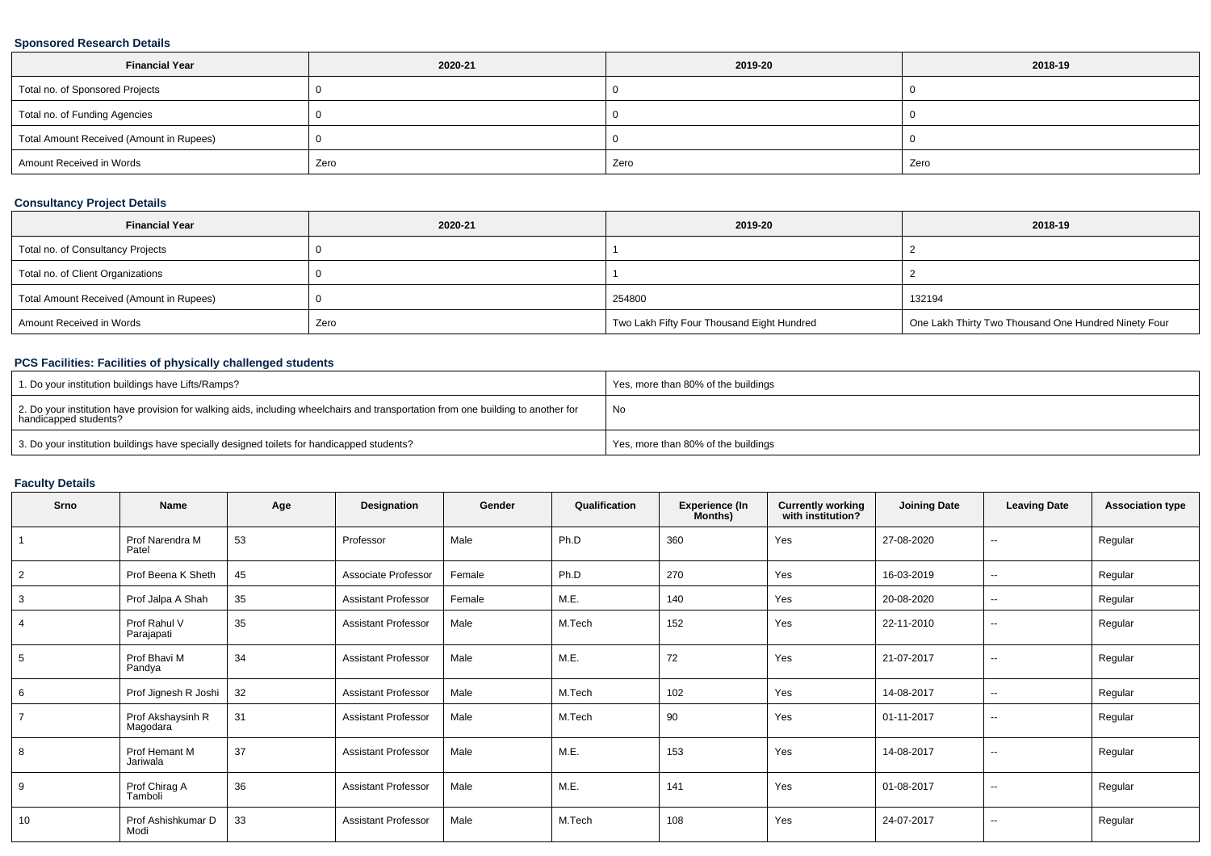### Sponsored Research Details

| Financial Year | 2020-21 | 2019-20 | 2018-19 |
|---|---|---|---|
| Total no. of Sponsored Projects | 0 | 0 | 0 |
| Total no. of Funding Agencies | 0 | 0 | 0 |
| Total Amount Received (Amount in Rupees) | 0 | 0 | 0 |
| Amount Received in Words | Zero | Zero | Zero |

### Consultancy Project Details

| Financial Year | 2020-21 | 2019-20 | 2018-19 |
|---|---|---|---|
| Total no. of Consultancy Projects | 0 | 1 | 2 |
| Total no. of Client Organizations | 0 | 1 | 2 |
| Total Amount Received (Amount in Rupees) | 0 | 254800 | 132194 |
| Amount Received in Words | Zero | Two Lakh Fifty Four Thousand Eight Hundred | One Lakh Thirty Two Thousand One Hundred Ninety Four |

### PCS Facilities: Facilities of physically challenged students

| | |
|---|---|
| 1. Do your institution buildings have Lifts/Ramps? | Yes, more than 80% of the buildings |
| 2. Do your institution have provision for walking aids, including wheelchairs and transportation from one building to another for handicapped students? | No |
| 3. Do your institution buildings have specially designed toilets for handicapped students? | Yes, more than 80% of the buildings |

### Faculty Details

| Srno | Name | Age | Designation | Gender | Qualification | Experience (In Months) | Currently working with institution? | Joining Date | Leaving Date | Association type |
|---|---|---|---|---|---|---|---|---|---|---|
| 1 | Prof Narendra M Patel | 53 | Professor | Male | Ph.D | 360 | Yes | 27-08-2020 | -- | Regular |
| 2 | Prof Beena K Sheth | 45 | Associate Professor | Female | Ph.D | 270 | Yes | 16-03-2019 | -- | Regular |
| 3 | Prof Jalpa A Shah | 35 | Assistant Professor | Female | M.E. | 140 | Yes | 20-08-2020 | -- | Regular |
| 4 | Prof Rahul V Parajapati | 35 | Assistant Professor | Male | M.Tech | 152 | Yes | 22-11-2010 | -- | Regular |
| 5 | Prof Bhavi M Pandya | 34 | Assistant Professor | Male | M.E. | 72 | Yes | 21-07-2017 | -- | Regular |
| 6 | Prof Jignesh R Joshi | 32 | Assistant Professor | Male | M.Tech | 102 | Yes | 14-08-2017 | -- | Regular |
| 7 | Prof Akshaysinh R Magodara | 31 | Assistant Professor | Male | M.Tech | 90 | Yes | 01-11-2017 | -- | Regular |
| 8 | Prof Hemant M Jariwala | 37 | Assistant Professor | Male | M.E. | 153 | Yes | 14-08-2017 | -- | Regular |
| 9 | Prof Chirag A Tamboli | 36 | Assistant Professor | Male | M.E. | 141 | Yes | 01-08-2017 | -- | Regular |
| 10 | Prof Ashishkumar D Modi | 33 | Assistant Professor | Male | M.Tech | 108 | Yes | 24-07-2017 | -- | Regular |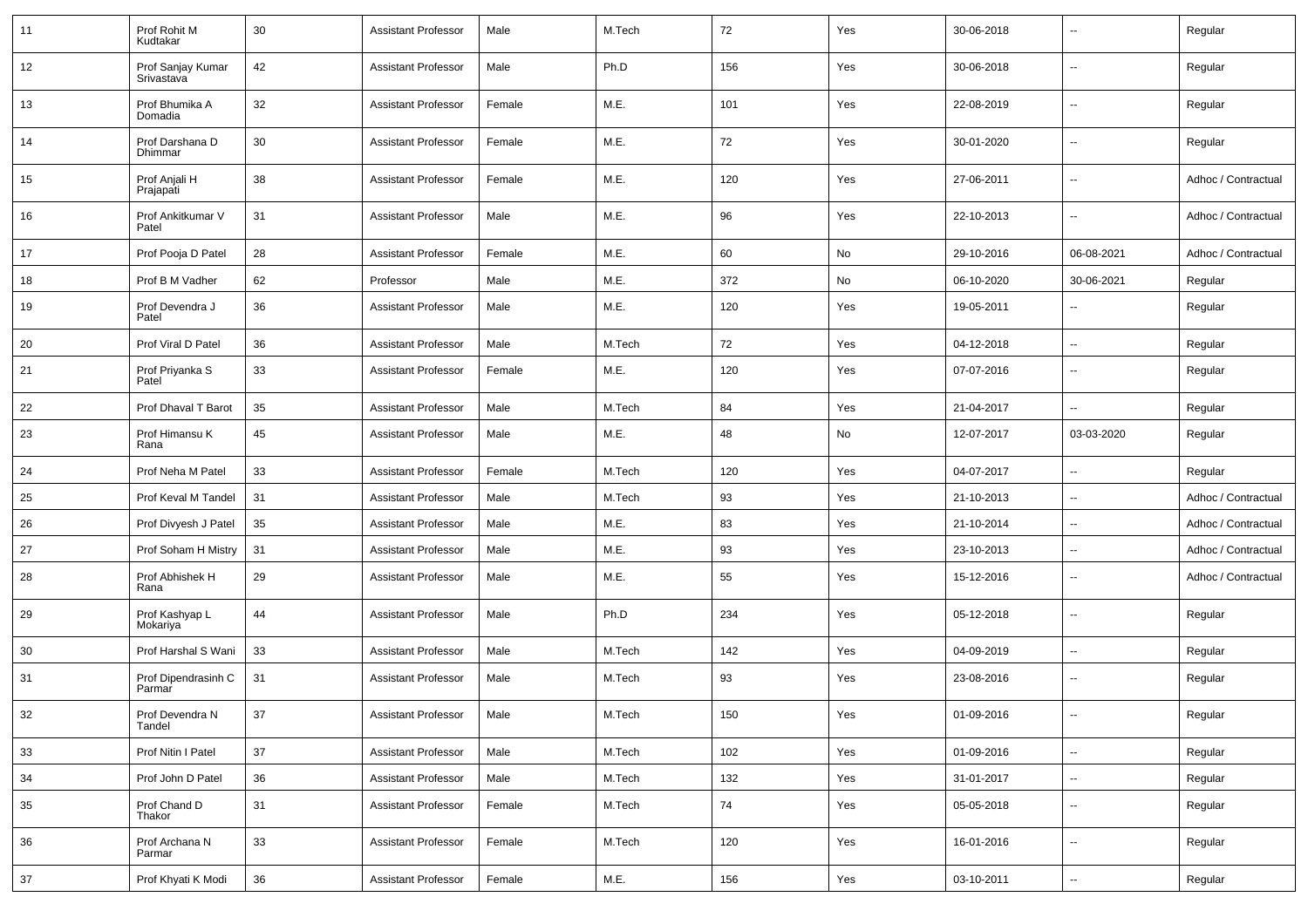| 11 | Prof Rohit M Kudtakar | 30 | Assistant Professor | Male | M.Tech | 72 | Yes | 30-06-2018 | -- | Regular |
|---|---|---|---|---|---|---|---|---|---|---|
| 12 | Prof Sanjay Kumar Srivastava | 42 | Assistant Professor | Male | Ph.D | 156 | Yes | 30-06-2018 | -- | Regular |
| 13 | Prof Bhumika A Domadia | 32 | Assistant Professor | Female | M.E. | 101 | Yes | 22-08-2019 | -- | Regular |
| 14 | Prof Darshana D Dhimmar | 30 | Assistant Professor | Female | M.E. | 72 | Yes | 30-01-2020 | -- | Regular |
| 15 | Prof Anjali H Prajapati | 38 | Assistant Professor | Female | M.E. | 120 | Yes | 27-06-2011 | -- | Adhoc / Contractual |
| 16 | Prof Ankitkumar V Patel | 31 | Assistant Professor | Male | M.E. | 96 | Yes | 22-10-2013 | -- | Adhoc / Contractual |
| 17 | Prof Pooja D Patel | 28 | Assistant Professor | Female | M.E. | 60 | No | 29-10-2016 | 06-08-2021 | Adhoc / Contractual |
| 18 | Prof B M Vadher | 62 | Professor | Male | M.E. | 372 | No | 06-10-2020 | 30-06-2021 | Regular |
| 19 | Prof Devendra J Patel | 36 | Assistant Professor | Male | M.E. | 120 | Yes | 19-05-2011 | -- | Regular |
| 20 | Prof Viral D Patel | 36 | Assistant Professor | Male | M.Tech | 72 | Yes | 04-12-2018 | -- | Regular |
| 21 | Prof Priyanka S Patel | 33 | Assistant Professor | Female | M.E. | 120 | Yes | 07-07-2016 | -- | Regular |
| 22 | Prof Dhaval T Barot | 35 | Assistant Professor | Male | M.Tech | 84 | Yes | 21-04-2017 | -- | Regular |
| 23 | Prof Himansu K Rana | 45 | Assistant Professor | Male | M.E. | 48 | No | 12-07-2017 | 03-03-2020 | Regular |
| 24 | Prof Neha M Patel | 33 | Assistant Professor | Female | M.Tech | 120 | Yes | 04-07-2017 | -- | Regular |
| 25 | Prof Keval M Tandel | 31 | Assistant Professor | Male | M.Tech | 93 | Yes | 21-10-2013 | -- | Adhoc / Contractual |
| 26 | Prof Divyesh J Patel | 35 | Assistant Professor | Male | M.E. | 83 | Yes | 21-10-2014 | -- | Adhoc / Contractual |
| 27 | Prof Soham H Mistry | 31 | Assistant Professor | Male | M.E. | 93 | Yes | 23-10-2013 | -- | Adhoc / Contractual |
| 28 | Prof Abhishek H Rana | 29 | Assistant Professor | Male | M.E. | 55 | Yes | 15-12-2016 | -- | Adhoc / Contractual |
| 29 | Prof Kashyap L Mokariya | 44 | Assistant Professor | Male | Ph.D | 234 | Yes | 05-12-2018 | -- | Regular |
| 30 | Prof Harshal S Wani | 33 | Assistant Professor | Male | M.Tech | 142 | Yes | 04-09-2019 | -- | Regular |
| 31 | Prof Dipendrasinh C Parmar | 31 | Assistant Professor | Male | M.Tech | 93 | Yes | 23-08-2016 | -- | Regular |
| 32 | Prof Devendra N Tandel | 37 | Assistant Professor | Male | M.Tech | 150 | Yes | 01-09-2016 | -- | Regular |
| 33 | Prof Nitin I Patel | 37 | Assistant Professor | Male | M.Tech | 102 | Yes | 01-09-2016 | -- | Regular |
| 34 | Prof John D Patel | 36 | Assistant Professor | Male | M.Tech | 132 | Yes | 31-01-2017 | -- | Regular |
| 35 | Prof Chand D Thakor | 31 | Assistant Professor | Female | M.Tech | 74 | Yes | 05-05-2018 | -- | Regular |
| 36 | Prof Archana N Parmar | 33 | Assistant Professor | Female | M.Tech | 120 | Yes | 16-01-2016 | -- | Regular |
| 37 | Prof Khyati K Modi | 36 | Assistant Professor | Female | M.E. | 156 | Yes | 03-10-2011 | -- | Regular |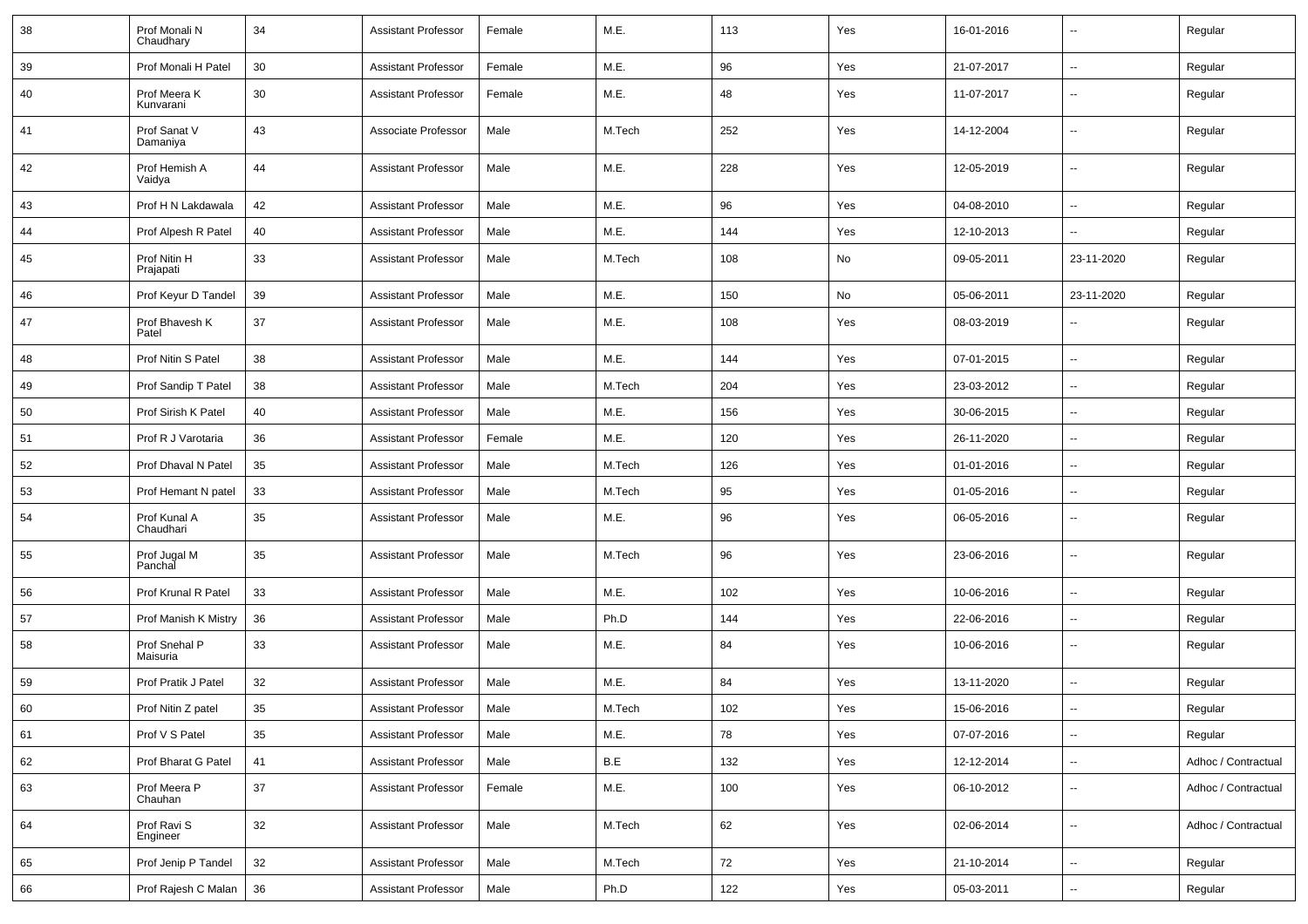| 38 | Prof Monali N Chaudhary | 34 | Assistant Professor | Female | M.E. | 113 | Yes | 16-01-2016 | -- | Regular |
|---|---|---|---|---|---|---|---|---|---|---|
| 39 | Prof Monali H Patel | 30 | Assistant Professor | Female | M.E. | 96 | Yes | 21-07-2017 | -- | Regular |
| 40 | Prof Meera K Kunvarani | 30 | Assistant Professor | Female | M.E. | 48 | Yes | 11-07-2017 | -- | Regular |
| 41 | Prof Sanat V Damaniya | 43 | Associate Professor | Male | M.Tech | 252 | Yes | 14-12-2004 | -- | Regular |
| 42 | Prof Hemish A Vaidya | 44 | Assistant Professor | Male | M.E. | 228 | Yes | 12-05-2019 | -- | Regular |
| 43 | Prof H N Lakdawala | 42 | Assistant Professor | Male | M.E. | 96 | Yes | 04-08-2010 | -- | Regular |
| 44 | Prof Alpesh R Patel | 40 | Assistant Professor | Male | M.E. | 144 | Yes | 12-10-2013 | -- | Regular |
| 45 | Prof Nitin H Prajapati | 33 | Assistant Professor | Male | M.Tech | 108 | No | 09-05-2011 | 23-11-2020 | Regular |
| 46 | Prof Keyur D Tandel | 39 | Assistant Professor | Male | M.E. | 150 | No | 05-06-2011 | 23-11-2020 | Regular |
| 47 | Prof Bhavesh K Patel | 37 | Assistant Professor | Male | M.E. | 108 | Yes | 08-03-2019 | -- | Regular |
| 48 | Prof Nitin S Patel | 38 | Assistant Professor | Male | M.E. | 144 | Yes | 07-01-2015 | -- | Regular |
| 49 | Prof Sandip T Patel | 38 | Assistant Professor | Male | M.Tech | 204 | Yes | 23-03-2012 | -- | Regular |
| 50 | Prof Sirish K Patel | 40 | Assistant Professor | Male | M.E. | 156 | Yes | 30-06-2015 | -- | Regular |
| 51 | Prof R J Varotaria | 36 | Assistant Professor | Female | M.E. | 120 | Yes | 26-11-2020 | -- | Regular |
| 52 | Prof Dhaval N Patel | 35 | Assistant Professor | Male | M.Tech | 126 | Yes | 01-01-2016 | -- | Regular |
| 53 | Prof Hemant N patel | 33 | Assistant Professor | Male | M.Tech | 95 | Yes | 01-05-2016 | -- | Regular |
| 54 | Prof Kunal A Chaudhari | 35 | Assistant Professor | Male | M.E. | 96 | Yes | 06-05-2016 | -- | Regular |
| 55 | Prof Jugal M Panchal | 35 | Assistant Professor | Male | M.Tech | 96 | Yes | 23-06-2016 | -- | Regular |
| 56 | Prof Krunal R Patel | 33 | Assistant Professor | Male | M.E. | 102 | Yes | 10-06-2016 | -- | Regular |
| 57 | Prof Manish K Mistry | 36 | Assistant Professor | Male | Ph.D | 144 | Yes | 22-06-2016 | -- | Regular |
| 58 | Prof Snehal P Maisuria | 33 | Assistant Professor | Male | M.E. | 84 | Yes | 10-06-2016 | -- | Regular |
| 59 | Prof Pratik J Patel | 32 | Assistant Professor | Male | M.E. | 84 | Yes | 13-11-2020 | -- | Regular |
| 60 | Prof Nitin Z patel | 35 | Assistant Professor | Male | M.Tech | 102 | Yes | 15-06-2016 | -- | Regular |
| 61 | Prof V S Patel | 35 | Assistant Professor | Male | M.E. | 78 | Yes | 07-07-2016 | -- | Regular |
| 62 | Prof Bharat G Patel | 41 | Assistant Professor | Male | B.E | 132 | Yes | 12-12-2014 | -- | Adhoc / Contractual |
| 63 | Prof Meera P Chauhan | 37 | Assistant Professor | Female | M.E. | 100 | Yes | 06-10-2012 | -- | Adhoc / Contractual |
| 64 | Prof Ravi S Engineer | 32 | Assistant Professor | Male | M.Tech | 62 | Yes | 02-06-2014 | -- | Adhoc / Contractual |
| 65 | Prof Jenip P Tandel | 32 | Assistant Professor | Male | M.Tech | 72 | Yes | 21-10-2014 | -- | Regular |
| 66 | Prof Rajesh C Malan | 36 | Assistant Professor | Male | Ph.D | 122 | Yes | 05-03-2011 | -- | Regular |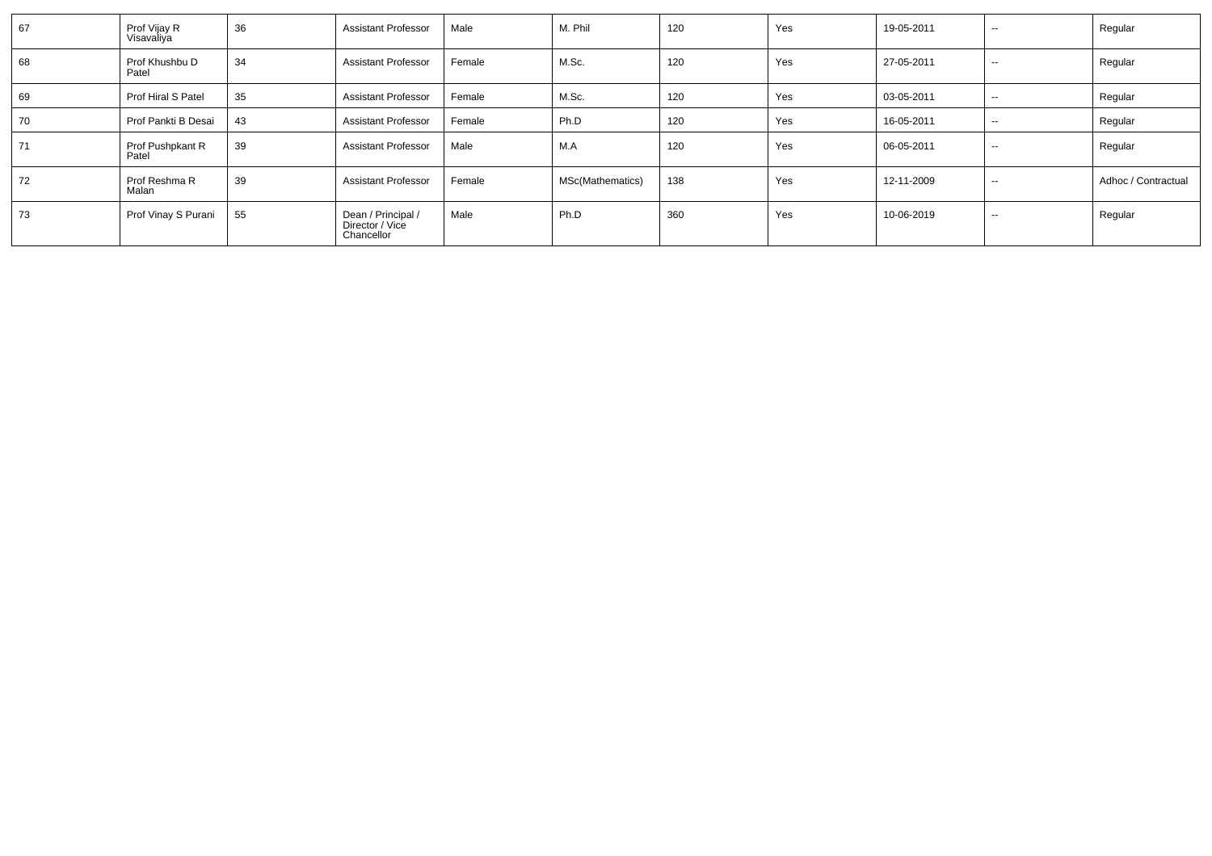| | | | | | | | | | | |
|---|---|---|---|---|---|---|---|---|---|---|
| 67 | Prof Vijay R Visavaliya | 36 | Assistant Professor | Male | M. Phil | 120 | Yes | 19-05-2011 | -- | Regular |
| 68 | Prof Khushbu D Patel | 34 | Assistant Professor | Female | M.Sc. | 120 | Yes | 27-05-2011 | -- | Regular |
| 69 | Prof Hiral S Patel | 35 | Assistant Professor | Female | M.Sc. | 120 | Yes | 03-05-2011 | -- | Regular |
| 70 | Prof Pankti B Desai | 43 | Assistant Professor | Female | Ph.D | 120 | Yes | 16-05-2011 | -- | Regular |
| 71 | Prof Pushpkant R Patel | 39 | Assistant Professor | Male | M.A | 120 | Yes | 06-05-2011 | -- | Regular |
| 72 | Prof Reshma R Malan | 39 | Assistant Professor | Female | MSc(Mathematics) | 138 | Yes | 12-11-2009 | -- | Adhoc / Contractual |
| 73 | Prof Vinay S Purani | 55 | Dean / Principal / Director / Vice Chancellor | Male | Ph.D | 360 | Yes | 10-06-2019 | -- | Regular |